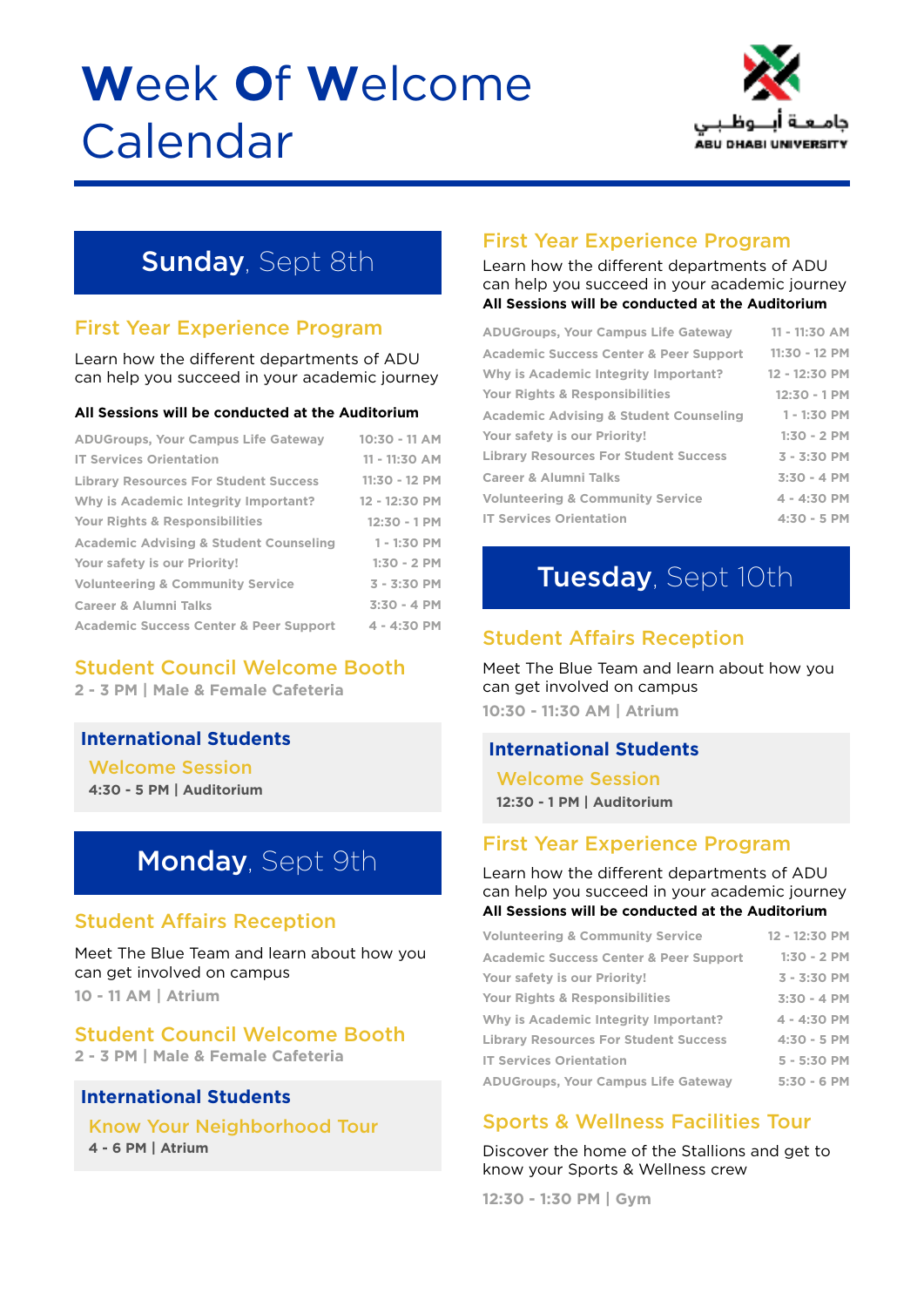# Week Of Welcome Calendar

جامعة أبوظبي
ABU DHABI UNIVERSITY

## Sunday, Sept 8th

### First Year Experience Program

Learn how the different departments of ADU can help you succeed in your academic journey

**All Sessions will be conducted at the Auditorium**

| Session | Time |
|---|---|
| ADUGroups, Your Campus Life Gateway | 10:30 - 11 AM |
| IT Services Orientation | 11 - 11:30 AM |
| Library Resources For Student Success | 11:30 - 12 PM |
| Why is Academic Integrity Important? | 12 - 12:30 PM |
| Your Rights & Responsibilities | 12:30 - 1 PM |
| Academic Advising & Student Counseling | 1 - 1:30 PM |
| Your safety is our Priority! | 1:30 - 2 PM |
| Volunteering & Community Service | 3 - 3:30 PM |
| Career & Alumni Talks | 3:30 - 4 PM |
| Academic Success Center & Peer Support | 4 - 4:30 PM |

### Student Council Welcome Booth

2 - 3 PM | Male & Female Cafeteria

### International Students

#### Welcome Session

4:30 - 5 PM | Auditorium

## Monday, Sept 9th

### Student Affairs Reception

Meet The Blue Team and learn about how you can get involved on campus

10 - 11 AM | Atrium

### Student Council Welcome Booth

2 - 3 PM | Male & Female Cafeteria

### International Students

#### Know Your Neighborhood Tour

4 - 6 PM | Atrium

### First Year Experience Program

Learn how the different departments of ADU can help you succeed in your academic journey

**All Sessions will be conducted at the Auditorium**

| Session | Time |
|---|---|
| ADUGroups, Your Campus Life Gateway | 11 - 11:30 AM |
| Academic Success Center & Peer Support | 11:30 - 12 PM |
| Why is Academic Integrity Important? | 12 - 12:30 PM |
| Your Rights & Responsibilities | 12:30 - 1 PM |
| Academic Advising & Student Counseling | 1 - 1:30 PM |
| Your safety is our Priority! | 1:30 - 2 PM |
| Library Resources For Student Success | 3 - 3:30 PM |
| Career & Alumni Talks | 3:30 - 4 PM |
| Volunteering & Community Service | 4 - 4:30 PM |
| IT Services Orientation | 4:30 - 5 PM |

## Tuesday, Sept 10th

### Student Affairs Reception

Meet The Blue Team and learn about how you can get involved on campus

10:30 - 11:30 AM | Atrium

### International Students

#### Welcome Session

12:30 - 1 PM | Auditorium

### First Year Experience Program

Learn how the different departments of ADU can help you succeed in your academic journey

**All Sessions will be conducted at the Auditorium**

| Session | Time |
|---|---|
| Volunteering & Community Service | 12 - 12:30 PM |
| Academic Success Center & Peer Support | 1:30 - 2 PM |
| Your safety is our Priority! | 3 - 3:30 PM |
| Your Rights & Responsibilities | 3:30 - 4 PM |
| Why is Academic Integrity Important? | 4 - 4:30 PM |
| Library Resources For Student Success | 4:30 - 5 PM |
| IT Services Orientation | 5 - 5:30 PM |
| ADUGroups, Your Campus Life Gateway | 5:30 - 6 PM |

### Sports & Wellness Facilities Tour

Discover the home of the Stallions and get to know your Sports & Wellness crew

12:30 - 1:30 PM | Gym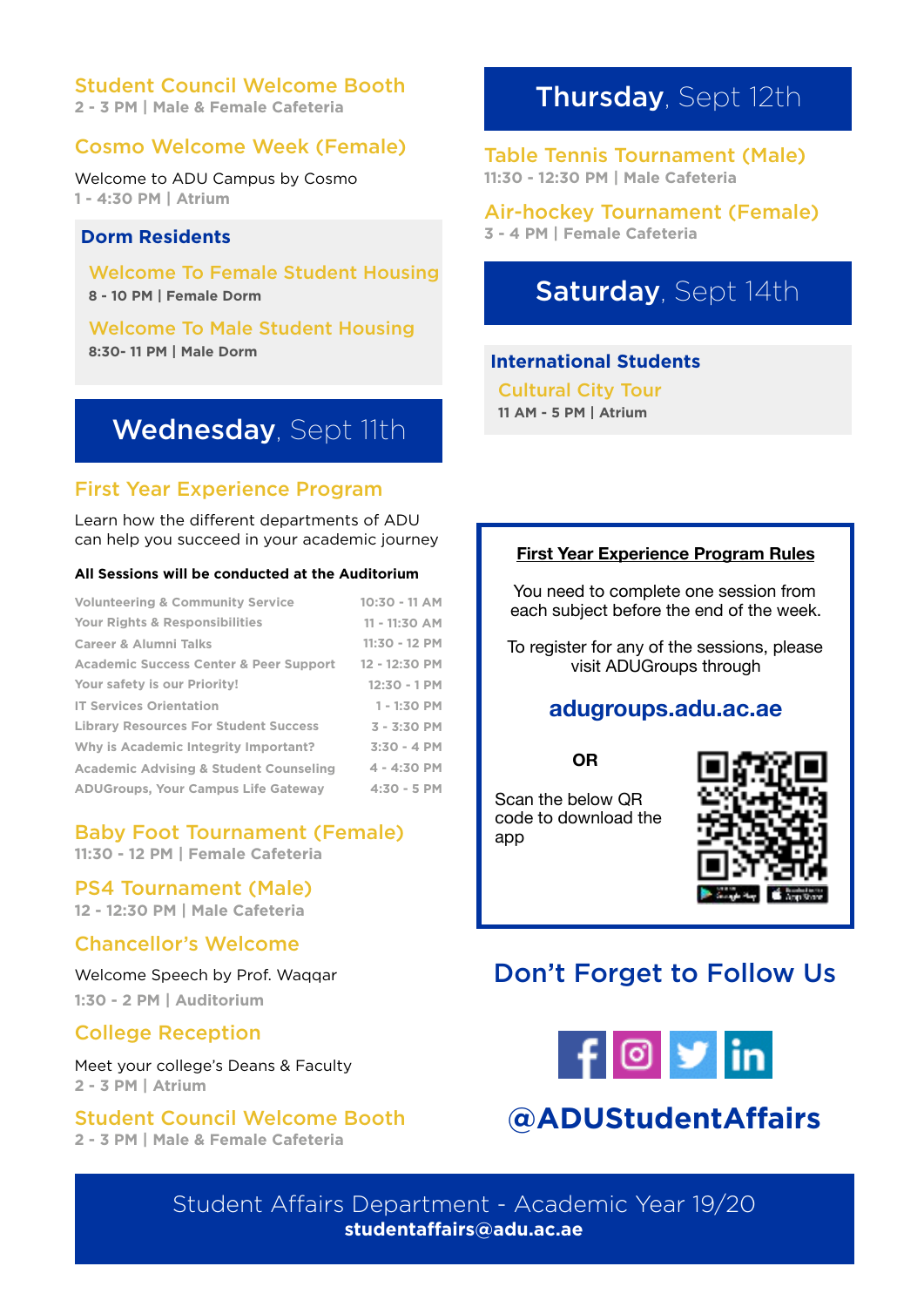### Student Council Welcome Booth

2 - 3 PM | Male & Female Cafeteria

### Cosmo Welcome Week (Female)

Welcome to ADU Campus by Cosmo

1 - 4:30 PM | Atrium

### Dorm Residents

#### Welcome To Female Student Housing

8 - 10 PM | Female Dorm

#### Welcome To Male Student Housing

8:30- 11 PM | Male Dorm

## Wednesday, Sept 11th

### First Year Experience Program

Learn how the different departments of ADU can help you succeed in your academic journey

**All Sessions will be conducted at the Auditorium**

| | |
|---|---|
| Volunteering & Community Service | 10:30 - 11 AM |
| Your Rights & Responsibilities | 11 - 11:30 AM |
| Career & Alumni Talks | 11:30 - 12 PM |
| Academic Success Center & Peer Support | 12 - 12:30 PM |
| Your safety is our Priority! | 12:30 - 1 PM |
| IT Services Orientation | 1 - 1:30 PM |
| Library Resources For Student Success | 3 - 3:30 PM |
| Why is Academic Integrity Important? | 3:30 - 4 PM |
| Academic Advising & Student Counseling | 4 - 4:30 PM |
| ADUGroups, Your Campus Life Gateway | 4:30 - 5 PM |

### Baby Foot Tournament (Female)

11:30 - 12 PM | Female Cafeteria

### PS4 Tournament (Male)

12 - 12:30 PM | Male Cafeteria

### Chancellor's Welcome

Welcome Speech by Prof. Waqqar

1:30 - 2 PM | Auditorium

### College Reception

Meet your college's Deans & Faculty

2 - 3 PM | Atrium

### Student Council Welcome Booth

2 - 3 PM | Male & Female Cafeteria

## Thursday, Sept 12th

### Table Tennis Tournament (Male)

11:30 - 12:30 PM | Male Cafeteria

### Air-hockey Tournament (Female)

3 - 4 PM | Female Cafeteria

## Saturday, Sept 14th

### International Students

#### Cultural City Tour

11 AM - 5 PM | Atrium

**First Year Experience Program Rules**

You need to complete one session from each subject before the end of the week.

To register for any of the sessions, please visit ADUGroups through

**adugroups.adu.ac.ae**

**OR**

Scan the below QR code to download the app

## Don't Forget to Follow Us

**@ADUStudentAffairs**

Student Affairs Department - Academic Year 19/20

**studentaffairs@adu.ac.ae**